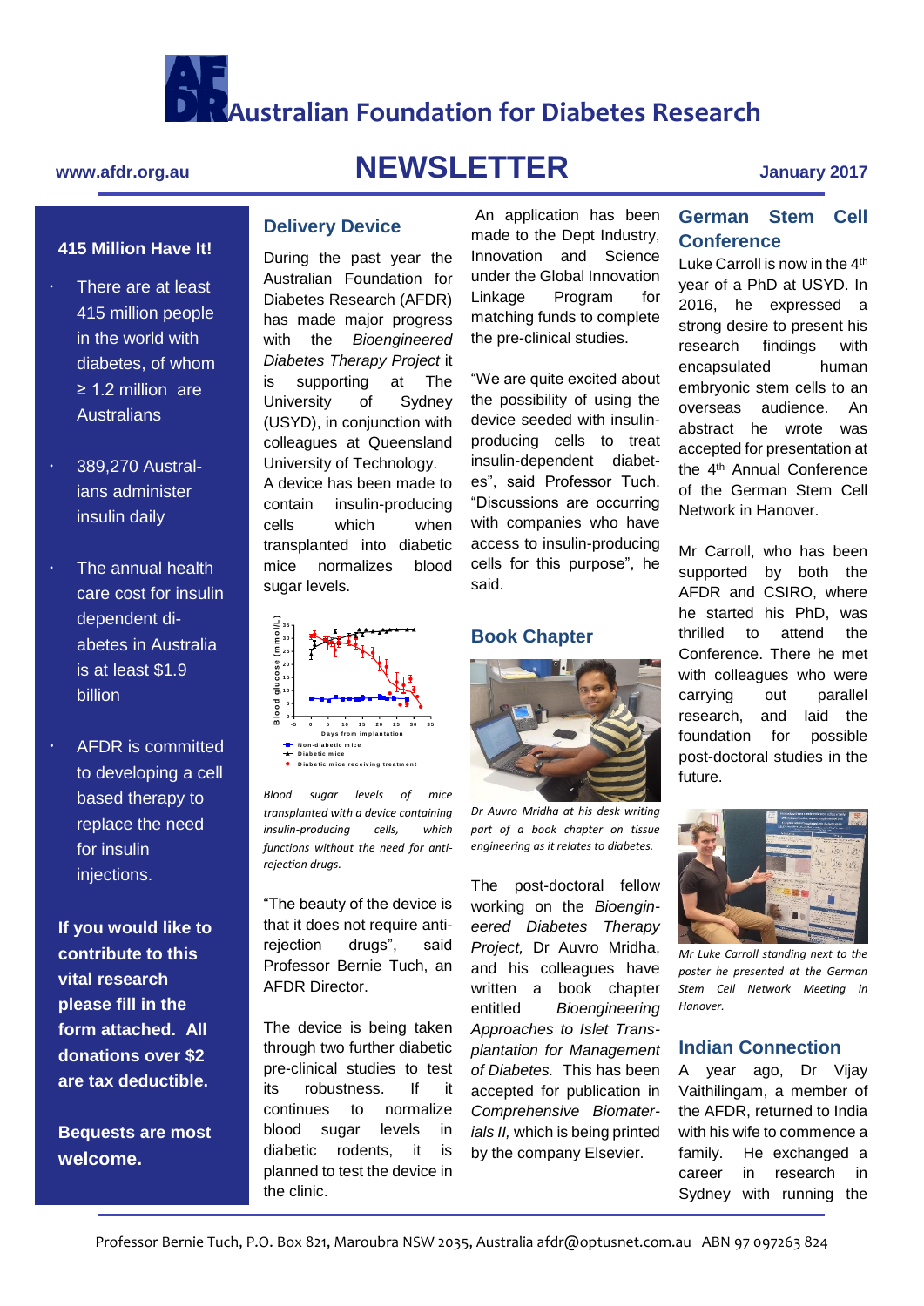# Australian Foundation for Diabetes Research

www.afdr.org.au

## NEWSLETTER

January 2017

### 415 Million Have It!

- There are at least 415 million people in the world with diabetes, of whom ≥ 1.2 million are Australians
- 389,270 Australians administer insulin daily
- The annual health care cost for insulin dependent diabetes in Australia is at least $1.9 billion
- AFDR is committed to developing a cell based therapy to replace the need for insulin injections.

**If you would like to contribute to this vital research please fill in the form attached. All donations over $2 are tax deductible.**

**Bequests are most welcome.**

## Delivery Device

During the past year the Australian Foundation for Diabetes Research (AFDR) has made major progress with the *Bioengineered Diabetes Therapy Project* it is supporting at The University of Sydney (USYD), in conjunction with colleagues at Queensland University of Technology. A device has been made to contain insulin-producing cells which when transplanted into diabetic mice normalizes blood sugar levels.

*Blood sugar levels of mice transplanted with a device containing insulin-producing cells, which functions without the need for anti-rejection drugs.*

"The beauty of the device is that it does not require anti-rejection drugs", said Professor Bernie Tuch, an AFDR Director.

The device is being taken through two further diabetic pre-clinical studies to test its robustness. If it continues to normalize blood sugar levels in diabetic rodents, it is planned to test the device in the clinic.

An application has been made to the Dept Industry, Innovation and Science under the Global Innovation Linkage Program for matching funds to complete the pre-clinical studies.

"We are quite excited about the possibility of using the device seeded with insulin-producing cells to treat insulin-dependent diabetes", said Professor Tuch. "Discussions are occurring with companies who have access to insulin-producing cells for this purpose", he said.

## Book Chapter

*Dr Auvro Mridha at his desk writing part of a book chapter on tissue engineering as it relates to diabetes.*

The post-doctoral fellow working on the *Bioengineered Diabetes Therapy Project,* Dr Auvro Mridha, and his colleagues have written a book chapter entitled *Bioengineering Approaches to Islet Transplantation for Management of Diabetes.* This has been accepted for publication in *Comprehensive Biomaterials II,* which is being printed by the company Elsevier.

## German Stem Cell Conference

Luke Carroll is now in the 4th year of a PhD at USYD. In 2016, he expressed a strong desire to present his research findings with encapsulated human embryonic stem cells to an overseas audience. An abstract he wrote was accepted for presentation at the 4th Annual Conference of the German Stem Cell Network in Hanover.

Mr Carroll, who has been supported by both the AFDR and CSIRO, where he started his PhD, was thrilled to attend the Conference. There he met with colleagues who were carrying out parallel research, and laid the foundation for possible post-doctoral studies in the future.

*Mr Luke Carroll standing next to the poster he presented at the German Stem Cell Network Meeting in Hanover.*

## Indian Connection

A year ago, Dr Vijay Vaithilingam, a member of the AFDR, returned to India with his wife to commence a family. He exchanged a career in research in Sydney with running the

Professor Bernie Tuch, P.O. Box 821, Maroubra NSW 2035, Australia afdr@optusnet.com.au ABN 97 097263 824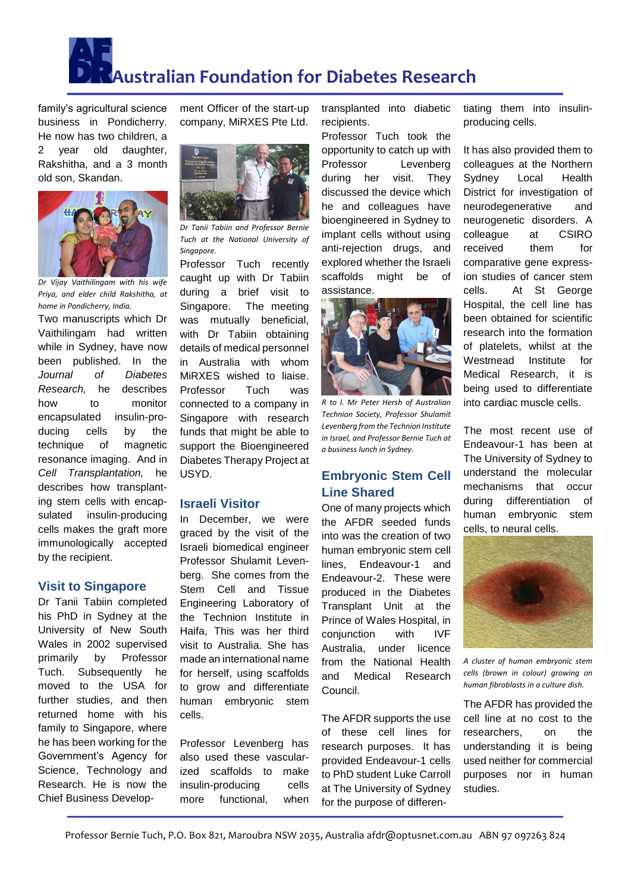family's agricultural science business in Pondicherry. He now has two children, a 2 year old daughter, Rakshitha, and a 3 month old son, Skandan.

*Dr Vijay Vaithilingam with his wife Priya, and elder child Rakshitha, at home in Pondicherry, India.*

Two manuscripts which Dr Vaithilingam had written while in Sydney, have now been published. In the *Journal of Diabetes Research,* he describes how to monitor encapsulated insulin-producing cells by the technique of magnetic resonance imaging. And in *Cell Transplantation,* he describes how transplanting stem cells with encapsulated insulin-producing cells makes the graft more immunologically accepted by the recipient.

## Visit to Singapore

Dr Tanii Tabiin completed his PhD in Sydney at the University of New South Wales in 2002 supervised primarily by Professor Tuch. Subsequently he moved to the USA for further studies, and then returned home with his family to Singapore, where he has been working for the Government's Agency for Science, Technology and Research. He is now the Chief Business Development Officer of the start-up company, MiRXES Pte Ltd.

*Dr Tanii Tabiin and Professor Bernie Tuch at the National University of Singapore.*

Professor Tuch recently caught up with Dr Tabiin during a brief visit to Singapore. The meeting was mutually beneficial, with Dr Tabiin obtaining details of medical personnel in Australia with whom MiRXES wished to liaise. Professor Tuch was connected to a company in Singapore with research funds that might be able to support the Bioengineered Diabetes Therapy Project at USYD.

## Israeli Visitor

In December, we were graced by the visit of the Israeli biomedical engineer Professor Shulamit Levenberg. She comes from the Stem Cell and Tissue Engineering Laboratory of the Technion Institute in Haifa, This was her third visit to Australia. She has made an international name for herself, using scaffolds to grow and differentiate human embryonic stem cells.

Professor Levenberg has also used these vascularized scaffolds to make insulin-producing cells more functional, when transplanted into diabetic recipients.

Professor Tuch took the opportunity to catch up with Professor Levenberg during her visit. They discussed the device which he and colleagues have bioengineered in Sydney to implant cells without using anti-rejection drugs, and explored whether the Israeli scaffolds might be of assistance.

*R to l. Mr Peter Hersh of Australian Technion Society, Professor Shulamit Levenberg from the Technion Institute in Israel, and Professor Bernie Tuch at a business lunch in Sydney.*

## Embryonic Stem Cell Line Shared

One of many projects which the AFDR seeded funds into was the creation of two human embryonic stem cell lines, Endeavour-1 and Endeavour-2. These were produced in the Diabetes Transplant Unit at the Prince of Wales Hospital, in conjunction with IVF Australia, under licence from the National Health and Medical Research Council.

The AFDR supports the use of these cell lines for research purposes. It has provided Endeavour-1 cells to PhD student Luke Carroll at The University of Sydney for the purpose of differentiating them into insulin-producing cells.

It has also provided them to colleagues at the Northern Sydney Local Health District for investigation of neurodegenerative and neurogenic disorders. A colleague at CSIRO received them for comparative gene expression studies of cancer stem cells. At St George Hospital, the cell line has been obtained for scientific research into the formation of platelets, whilst at the Westmead Institute for Medical Research, it is being used to differentiate into cardiac muscle cells.

The most recent use of Endeavour-1 has been at The University of Sydney to understand the molecular mechanisms that occur during differentiation of human embryonic stem cells, to neural cells.

*A cluster of human embryonic stem cells (brown in colour) growing on human fibroblasts in a culture dish.*

The AFDR has provided the cell line at no cost to the researchers, on the understanding it is being used neither for commercial purposes nor in human studies.